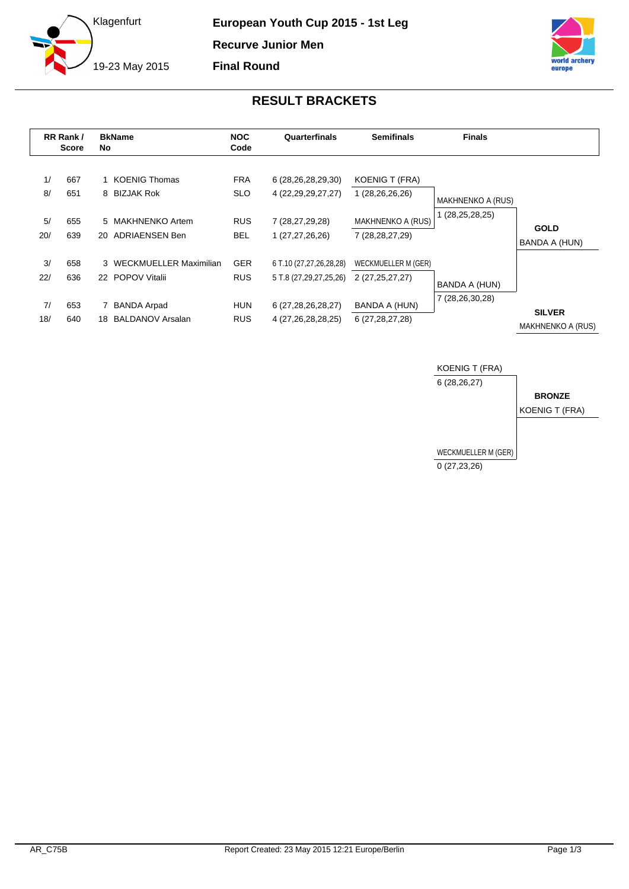Klagenfurt

19-23 May 2015

**European Youth Cup 2015 - 1st Leg**

**Recurve Junior Men**

**Final Round**

## RESULT BRACKETS

| RR Rank / Score | | BkName No | | NOC Code | Quarterfinals | Semifinals | Finals | |
|---|---|---|---|---|---|---|---|---|
| 1/ | 667 | 1 | KOENIG Thomas | FRA | 6 (28,26,28,29,30) | KOENIG T (FRA) | | |
| 8/ | 651 | 8 | BIZJAK Rok | SLO | 4 (22,29,29,27,27) | 1 (28,26,26,26) | MAKHNENKO A (RUS) | |
| | | | | | | | 1 (28,25,28,25) | |
| 5/ | 655 | 5 | MAKHNENKO Artem | RUS | 7 (28,27,29,28) | MAKHNENKO A (RUS) | | **GOLD** |
| 20/ | 639 | 20 | ADRIAENSEN Ben | BEL | 1 (27,27,26,26) | 7 (28,28,27,29) | | BANDA A (HUN) |
| 3/ | 658 | 3 | WECKMUELLER Maximilian | GER | 6 T.10 (27,27,26,28,28) | WECKMUELLER M (GER) | | |
| 22/ | 636 | 22 | POPOV Vitalii | RUS | 5 T.8 (27,29,27,25,26) | 2 (27,25,27,27) | BANDA A (HUN) | |
| | | | | | | | 7 (28,26,30,28) | |
| 7/ | 653 | 7 | BANDA Arpad | HUN | 6 (27,28,26,28,27) | BANDA A (HUN) | | **SILVER** |
| 18/ | 640 | 18 | BALDANOV Arsalan | RUS | 4 (27,26,28,28,25) | 6 (27,28,27,28) | | MAKHNENKO A (RUS) |

**Bronze Match**

| Finals | |
|---|---|
| KOENIG T (FRA) | |
| 6 (28,26,27) | **BRONZE** |
| | KOENIG T (FRA) |
| WECKMUELLER M (GER) | |
| 0 (27,23,26) | |

AR_C75B

Report Created: 23 May 2015 12:21 Europe/Berlin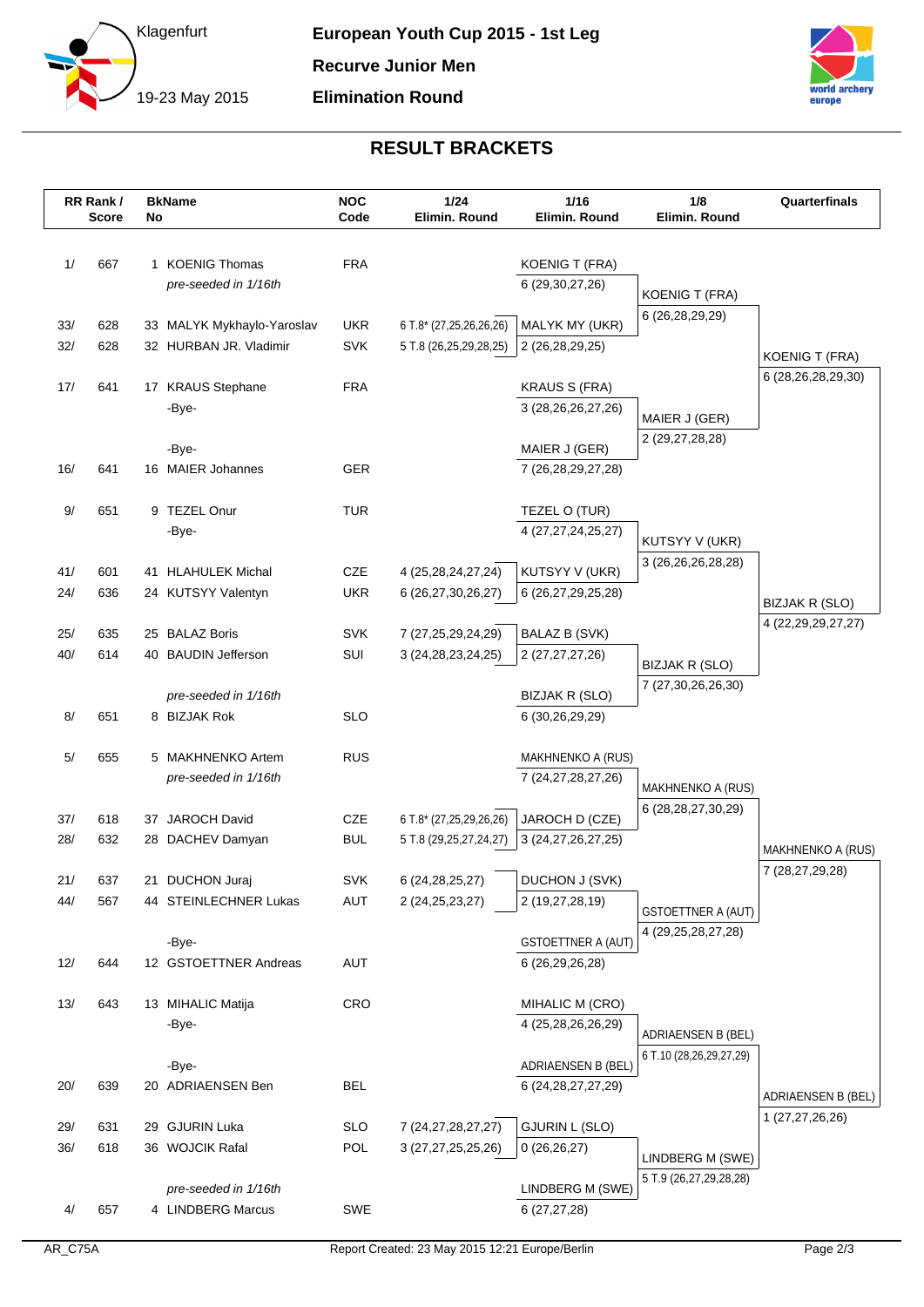**European Youth Cup 2015 - 1st Leg**

**Recurve Junior Men**

**Elimination Round**

Klagenfurt

19-23 May 2015

## RESULT BRACKETS

| RR Rank / Score | | BkNo | Name | NOC Code | 1/24 Elimin. Round | 1/16 Elimin. Round | 1/8 Elimin. Round | Quarterfinals |
|---|---|---|---|---|---|---|---|---|
| 1/ | 667 | 1 | KOENIG Thomas | FRA | | KOENIG T (FRA) | | |
| | | | *pre-seeded in 1/16th* | | | 6 (29,30,27,26) | KOENIG T (FRA) | |
| | | | | | | | 6 (26,28,29,29) | |
| 33/ | 628 | 33 | MALYK Mykhaylo-Yaroslav | UKR | 6 T.8* (27,25,26,26,26) | MALYK MY (UKR) | | |
| 32/ | 628 | 32 | HURBAN JR. Vladimir | SVK | 5 T.8 (26,25,29,28,25) | 2 (26,28,29,25) | | KOENIG T (FRA) |
| | | | | | | | | 6 (28,26,28,29,30) |
| 17/ | 641 | 17 | KRAUS Stephane | FRA | | KRAUS S (FRA) | | |
| | | | -Bye- | | | 3 (28,26,26,27,26) | MAIER J (GER) | |
| | | | | | | | 2 (29,27,28,28) | |
| | | | -Bye- | | | MAIER J (GER) | | |
| 16/ | 641 | 16 | MAIER Johannes | GER | | 7 (26,28,29,27,28) | | |
| 9/ | 651 | 9 | TEZEL Onur | TUR | | TEZEL O (TUR) | | |
| | | | -Bye- | | | 4 (27,27,24,25,27) | KUTSYY V (UKR) | |
| | | | | | | | 3 (26,26,26,28,28) | |
| 41/ | 601 | 41 | HLAHULEK Michal | CZE | 4 (25,28,24,27,24) | KUTSYY V (UKR) | | |
| 24/ | 636 | 24 | KUTSYY Valentyn | UKR | 6 (26,27,30,26,27) | 6 (26,27,29,25,28) | | BIZJAK R (SLO) |
| | | | | | | | | 4 (22,29,29,27,27) |
| 25/ | 635 | 25 | BALAZ Boris | SVK | 7 (27,25,29,24,29) | BALAZ B (SVK) | | |
| 40/ | 614 | 40 | BAUDIN Jefferson | SUI | 3 (24,28,23,24,25) | 2 (27,27,27,26) | BIZJAK R (SLO) | |
| | | | | | | | 7 (27,30,26,26,30) | |
| | | | *pre-seeded in 1/16th* | | | BIZJAK R (SLO) | | |
| 8/ | 651 | 8 | BIZJAK Rok | SLO | | 6 (30,26,29,29) | | |
| 5/ | 655 | 5 | MAKHNENKO Artem | RUS | | MAKHNENKO A (RUS) | | |
| | | | *pre-seeded in 1/16th* | | | 7 (24,27,28,27,26) | MAKHNENKO A (RUS) | |
| | | | | | | | 6 (28,28,27,30,29) | |
| 37/ | 618 | 37 | JAROCH David | CZE | 6 T.8* (27,25,29,26,26) | JAROCH D (CZE) | | |
| 28/ | 632 | 28 | DACHEV Damyan | BUL | 5 T.8 (29,25,27,24,27) | 3 (24,27,26,27,25) | | MAKHNENKO A (RUS) |
| | | | | | | | | 7 (28,27,29,28) |
| 21/ | 637 | 21 | DUCHON Juraj | SVK | 6 (24,28,25,27) | DUCHON J (SVK) | | |
| 44/ | 567 | 44 | STEINLECHNER Lukas | AUT | 2 (24,25,23,27) | 2 (19,27,28,19) | GSTOETTNER A (AUT) | |
| | | | | | | | 4 (29,25,28,27,28) | |
| | | | -Bye- | | | GSTOETTNER A (AUT) | | |
| 12/ | 644 | 12 | GSTOETTNER Andreas | AUT | | 6 (26,29,26,28) | | |
| 13/ | 643 | 13 | MIHALIC Matija | CRO | | MIHALIC M (CRO) | | |
| | | | -Bye- | | | 4 (25,28,26,26,29) | ADRIAENSEN B (BEL) | |
| | | | | | | | 6 T.10 (28,26,29,27,29) | |
| | | | -Bye- | | | ADRIAENSEN B (BEL) | | |
| 20/ | 639 | 20 | ADRIAENSEN Ben | BEL | | 6 (24,28,27,27,29) | | ADRIAENSEN B (BEL) |
| | | | | | | | | 1 (27,27,26,26) |
| 29/ | 631 | 29 | GJURIN Luka | SLO | 7 (24,27,28,27,27) | GJURIN L (SLO) | | |
| 36/ | 618 | 36 | WOJCIK Rafal | POL | 3 (27,27,25,25,26) | 0 (26,26,27) | LINDBERG M (SWE) | |
| | | | | | | | 5 T.9 (26,27,29,28,28) | |
| | | | *pre-seeded in 1/16th* | | | LINDBERG M (SWE) | | |
| 4/ | 657 | 4 | LINDBERG Marcus | SWE | | 6 (27,27,28) | | |

AR_C75A

Report Created: 23 May 2015 12:21 Europe/Berlin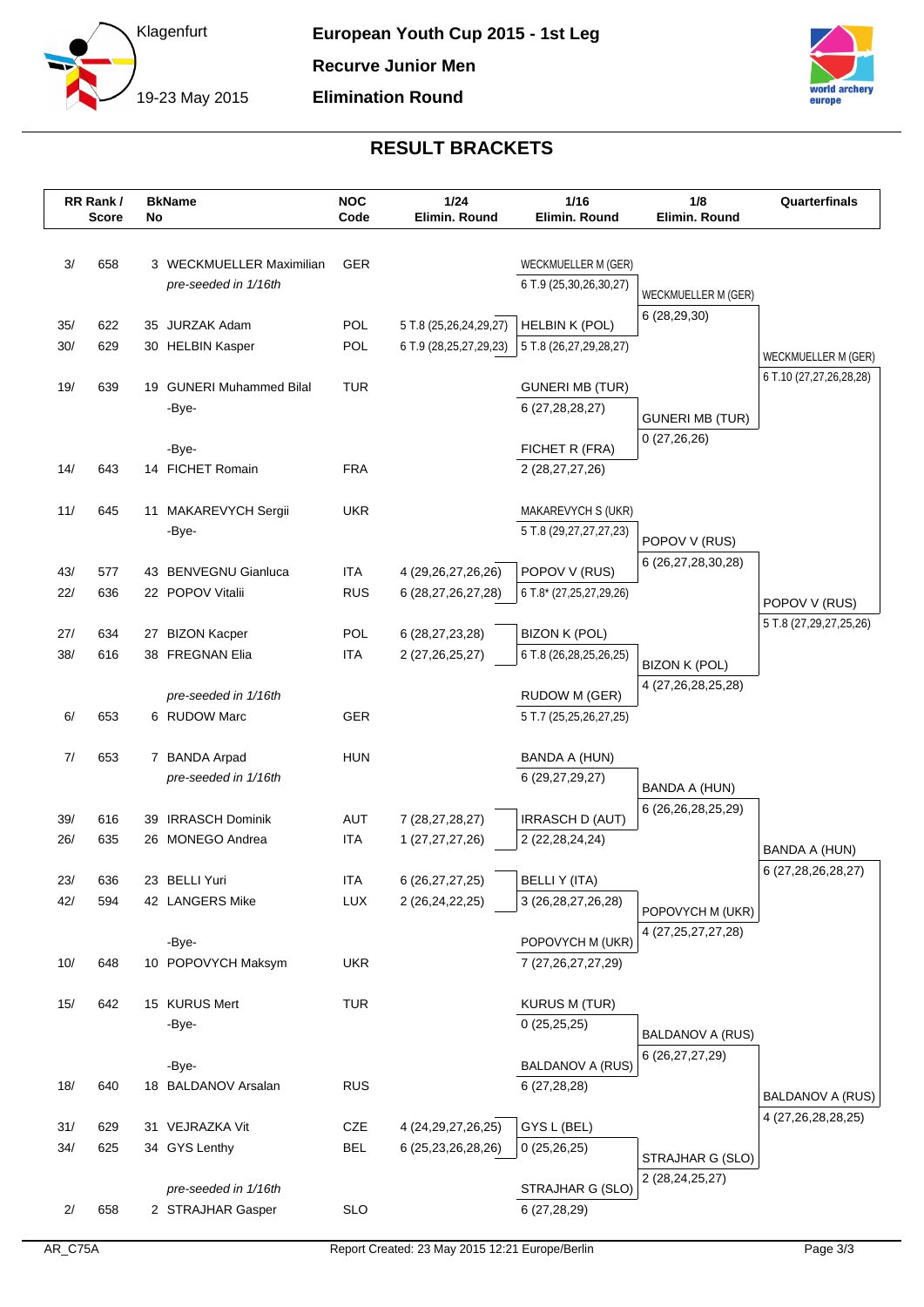Klagenfurt

19-23 May 2015

**European Youth Cup 2015 - 1st Leg**

**Recurve Junior Men**

**Elimination Round**

## RESULT BRACKETS

| RR Rank / | Score | BkNo | Name | NOC Code | 1/24 Elimin. Round | 1/16 Elimin. Round | 1/8 Elimin. Round | Quarterfinals |
|---|---|---|---|---|---|---|---|---|
| 3/ | 658 | 3 | WECKMUELLER Maximilian | GER | | WECKMUELLER M (GER) | | |
| | | | *pre-seeded in 1/16th* | | | 6 T.9 (25,30,26,30,27) | WECKMUELLER M (GER) | |
| | | | | | | | 6 (28,29,30) | |
| 35/ | 622 | 35 | JURZAK Adam | POL | 5 T.8 (25,26,24,29,27) | HELBIN K (POL) | | |
| 30/ | 629 | 30 | HELBIN Kasper | POL | 6 T.9 (28,25,27,29,23) | 5 T.8 (26,27,29,28,27) | | WECKMUELLER M (GER) |
| | | | | | | | | 6 T.10 (27,27,26,28,28) |
| 19/ | 639 | 19 | GUNERI Muhammed Bilal | TUR | | GUNERI MB (TUR) | | |
| | | | -Bye- | | | 6 (27,28,28,27) | GUNERI MB (TUR) | |
| | | | | | | | 0 (27,26,26) | |
| | | | -Bye- | | | FICHET R (FRA) | | |
| 14/ | 643 | 14 | FICHET Romain | FRA | | 2 (28,27,27,26) | | |
| 11/ | 645 | 11 | MAKAREVYCH Sergii | UKR | | MAKAREVYCH S (UKR) | | |
| | | | -Bye- | | | 5 T.8 (29,27,27,27,23) | POPOV V (RUS) | |
| | | | | | | | 6 (26,27,28,30,28) | |
| 43/ | 577 | 43 | BENVEGNU Gianluca | ITA | 4 (29,26,27,26,26) | POPOV V (RUS) | | |
| 22/ | 636 | 22 | POPOV Vitalii | RUS | 6 (28,27,26,27,28) | 6 T.8* (27,25,27,29,26) | | POPOV V (RUS) |
| | | | | | | | | 5 T.8 (27,29,27,25,26) |
| 27/ | 634 | 27 | BIZON Kacper | POL | 6 (28,27,23,28) | BIZON K (POL) | | |
| 38/ | 616 | 38 | FREGNAN Elia | ITA | 2 (27,26,25,27) | 6 T.8 (26,28,25,26,25) | BIZON K (POL) | |
| | | | | | | | 4 (27,26,28,25,28) | |
| | | | *pre-seeded in 1/16th* | | | RUDOW M (GER) | | |
| 6/ | 653 | 6 | RUDOW Marc | GER | | 5 T.7 (25,25,26,27,25) | | |
| 7/ | 653 | 7 | BANDA Arpad | HUN | | BANDA A (HUN) | | |
| | | | *pre-seeded in 1/16th* | | | 6 (29,27,29,27) | BANDA A (HUN) | |
| | | | | | | | 6 (26,26,28,25,29) | |
| 39/ | 616 | 39 | IRRASCH Dominik | AUT | 7 (28,27,28,27) | IRRASCH D (AUT) | | |
| 26/ | 635 | 26 | MONEGO Andrea | ITA | 1 (27,27,27,26) | 2 (22,28,24,24) | | BANDA A (HUN) |
| | | | | | | | | 6 (27,28,26,28,27) |
| 23/ | 636 | 23 | BELLI Yuri | ITA | 6 (26,27,27,25) | BELLI Y (ITA) | | |
| 42/ | 594 | 42 | LANGERS Mike | LUX | 2 (26,24,22,25) | 3 (26,28,27,26,28) | POPOVYCH M (UKR) | |
| | | | | | | | 4 (27,25,27,27,28) | |
| | | | -Bye- | | | POPOVYCH M (UKR) | | |
| 10/ | 648 | 10 | POPOVYCH Maksym | UKR | | 7 (27,26,27,27,29) | | |
| 15/ | 642 | 15 | KURUS Mert | TUR | | KURUS M (TUR) | | |
| | | | -Bye- | | | 0 (25,25,25) | BALDANOV A (RUS) | |
| | | | | | | | 6 (26,27,27,29) | |
| | | | -Bye- | | | BALDANOV A (RUS) | | |
| 18/ | 640 | 18 | BALDANOV Arsalan | RUS | | 6 (27,28,28) | | BALDANOV A (RUS) |
| | | | | | | | | 4 (27,26,28,28,25) |
| 31/ | 629 | 31 | VEJRAZKA Vit | CZE | 4 (24,29,27,26,25) | GYS L (BEL) | | |
| 34/ | 625 | 34 | GYS Lenthy | BEL | 6 (25,23,26,28,26) | 0 (25,26,25) | STRAJHAR G (SLO) | |
| | | | | | | | 2 (28,24,25,27) | |
| | | | *pre-seeded in 1/16th* | | | STRAJHAR G (SLO) | | |
| 2/ | 658 | 2 | STRAJHAR Gasper | SLO | | 6 (27,28,29) | | |

AR_C75A

Report Created: 23 May 2015 12:21 Europe/Berlin